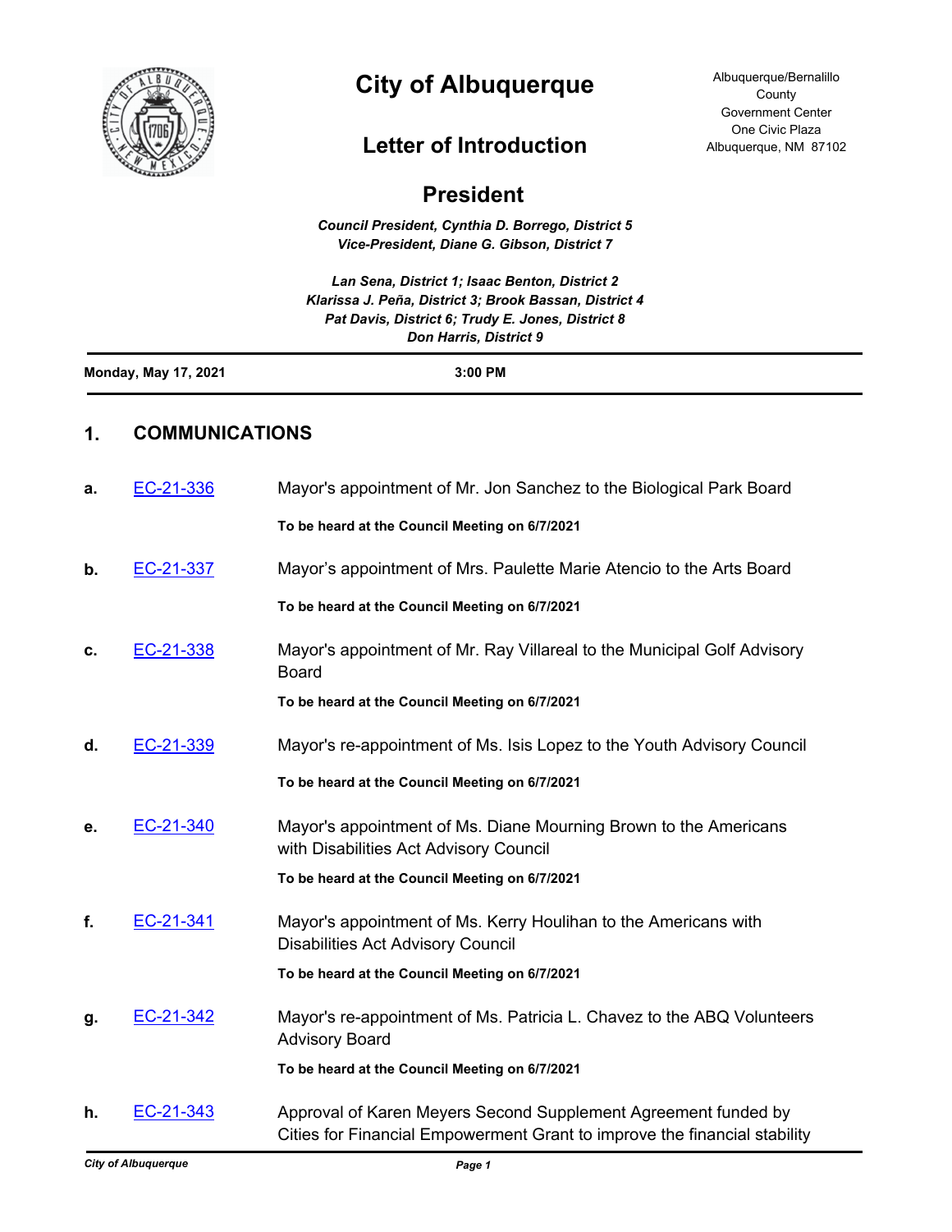# City of Albuquerque

Albuquerque/Bernalillo County Government Center
One Civic Plaza
Albuquerque, NM 87102

## Letter of Introduction

## President

***Council President, Cynthia D. Borrego, District 5***
***Vice-President, Diane G. Gibson, District 7***

***Lan Sena, District 1; Isaac Benton, District 2***
***Klarissa J. Peña, District 3; Brook Bassan, District 4***
***Pat Davis, District 6; Trudy E. Jones, District 8***
***Don Harris, District 9***

**Monday, May 17, 2021** **3:00 PM**

## 1. COMMUNICATIONS

**a.** EC-21-336 Mayor's appointment of Mr. Jon Sanchez to the Biological Park Board

**To be heard at the Council Meeting on 6/7/2021**

**b.** EC-21-337 Mayor's appointment of Mrs. Paulette Marie Atencio to the Arts Board

**To be heard at the Council Meeting on 6/7/2021**

**c.** EC-21-338 Mayor's appointment of Mr. Ray Villareal to the Municipal Golf Advisory Board

**To be heard at the Council Meeting on 6/7/2021**

**d.** EC-21-339 Mayor's re-appointment of Ms. Isis Lopez to the Youth Advisory Council

**To be heard at the Council Meeting on 6/7/2021**

**e.** EC-21-340 Mayor's appointment of Ms. Diane Mourning Brown to the Americans with Disabilities Act Advisory Council

**To be heard at the Council Meeting on 6/7/2021**

**f.** EC-21-341 Mayor's appointment of Ms. Kerry Houlihan to the Americans with Disabilities Act Advisory Council

**To be heard at the Council Meeting on 6/7/2021**

**g.** EC-21-342 Mayor's re-appointment of Ms. Patricia L. Chavez to the ABQ Volunteers Advisory Board

**To be heard at the Council Meeting on 6/7/2021**

**h.** EC-21-343 Approval of Karen Meyers Second Supplement Agreement funded by Cities for Financial Empowerment Grant to improve the financial stability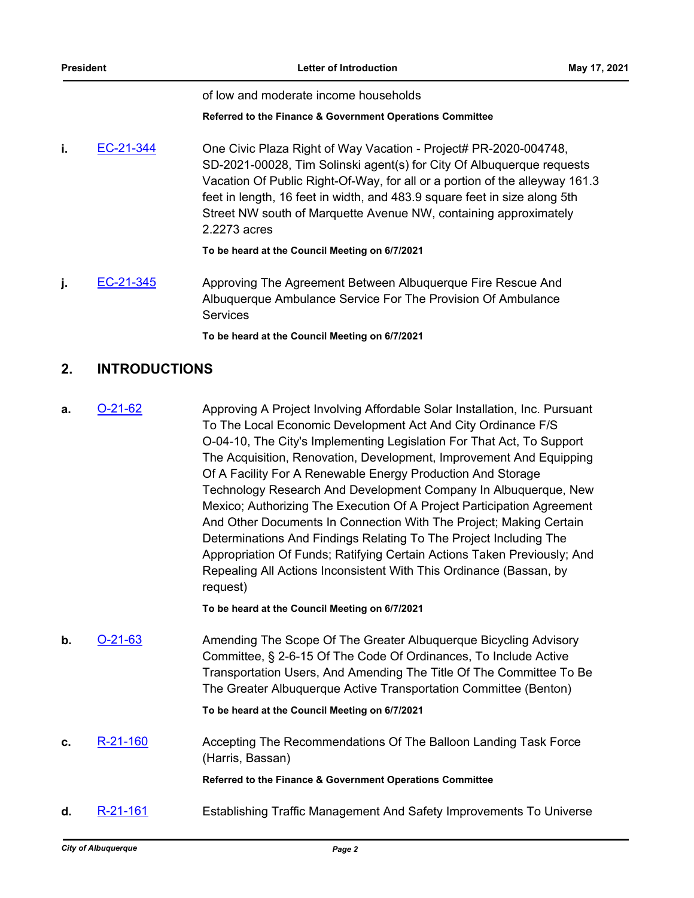of low and moderate income households

**Referred to the Finance & Government Operations Committee**

**i.** EC-21-344 One Civic Plaza Right of Way Vacation - Project# PR-2020-004748, SD-2021-00028, Tim Solinski agent(s) for City Of Albuquerque requests Vacation Of Public Right-Of-Way, for all or a portion of the alleyway 161.3 feet in length, 16 feet in width, and 483.9 square feet in size along 5th Street NW south of Marquette Avenue NW, containing approximately 2.2273 acres

**To be heard at the Council Meeting on 6/7/2021**

**j.** EC-21-345 Approving The Agreement Between Albuquerque Fire Rescue And Albuquerque Ambulance Service For The Provision Of Ambulance Services

**To be heard at the Council Meeting on 6/7/2021**

## 2. INTRODUCTIONS

**a.** O-21-62 Approving A Project Involving Affordable Solar Installation, Inc. Pursuant To The Local Economic Development Act And City Ordinance F/S O-04-10, The City's Implementing Legislation For That Act, To Support The Acquisition, Renovation, Development, Improvement And Equipping Of A Facility For A Renewable Energy Production And Storage Technology Research And Development Company In Albuquerque, New Mexico; Authorizing The Execution Of A Project Participation Agreement And Other Documents In Connection With The Project; Making Certain Determinations And Findings Relating To The Project Including The Appropriation Of Funds; Ratifying Certain Actions Taken Previously; And Repealing All Actions Inconsistent With This Ordinance (Bassan, by request)

**To be heard at the Council Meeting on 6/7/2021**

**b.** O-21-63 Amending The Scope Of The Greater Albuquerque Bicycling Advisory Committee, § 2-6-15 Of The Code Of Ordinances, To Include Active Transportation Users, And Amending The Title Of The Committee To Be The Greater Albuquerque Active Transportation Committee (Benton)

**To be heard at the Council Meeting on 6/7/2021**

**c.** R-21-160 Accepting The Recommendations Of The Balloon Landing Task Force (Harris, Bassan)

**Referred to the Finance & Government Operations Committee**

**d.** R-21-161 Establishing Traffic Management And Safety Improvements To Universe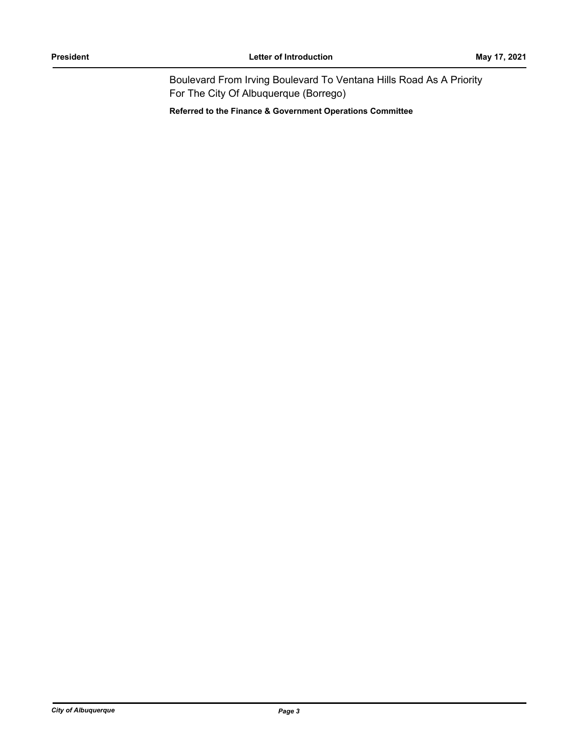Boulevard From Irving Boulevard To Ventana Hills Road As A Priority For The City Of Albuquerque (Borrego)

**Referred to the Finance & Government Operations Committee**